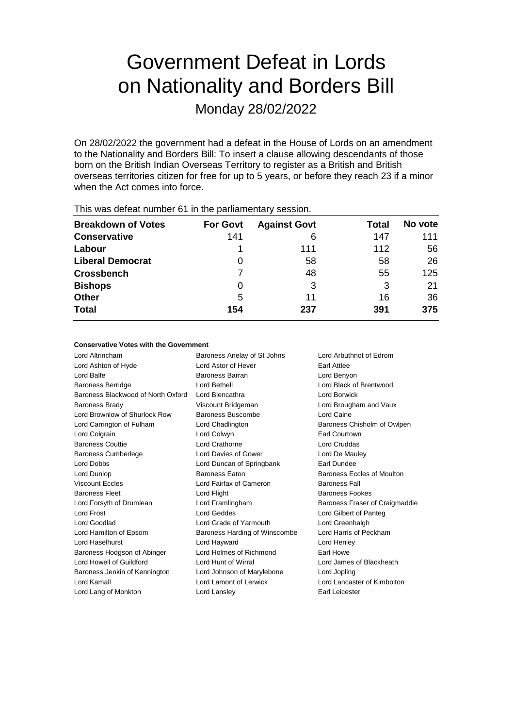# Government Defeat in Lords on Nationality and Borders Bill

Monday 28/02/2022

On 28/02/2022 the government had a defeat in the House of Lords on an amendment to the Nationality and Borders Bill: To insert a clause allowing descendants of those born on the British Indian Overseas Territory to register as a British and British overseas territories citizen for free for up to 5 years, or before they reach 23 if a minor when the Act comes into force.

This was defeat number 61 in the parliamentary session.

| Breakdown of Votes | For Govt | Against Govt | Total | No vote |
|---|---|---|---|---|
| **Conservative** | 141 | 6 | 147 | 111 |
| **Labour** | 1 | 111 | 112 | 56 |
| **Liberal Democrat** | 0 | 58 | 58 | 26 |
| **Crossbench** | 7 | 48 | 55 | 125 |
| **Bishops** | 0 | 3 | 3 | 21 |
| **Other** | 5 | 11 | 16 | 36 |
| **Total** | 154 | 237 | 391 | 375 |

#### Conservative Votes with the Government

| | | |
|---|---|---|
| Lord Altrincham | Baroness Anelay of St Johns | Lord Arbuthnot of Edrom |
| Lord Ashton of Hyde | Lord Astor of Hever | Earl Attlee |
| Lord Balfe | Baroness Barran | Lord Benyon |
| Baroness Berridge | Lord Bethell | Lord Black of Brentwood |
| Baroness Blackwood of North Oxford | Lord Blencathra | Lord Borwick |
| Baroness Brady | Viscount Bridgeman | Lord Brougham and Vaux |
| Lord Brownlow of Shurlock Row | Baroness Buscombe | Lord Caine |
| Lord Carrington of Fulham | Lord Chadlington | Baroness Chisholm of Owlpen |
| Lord Colgrain | Lord Colwyn | Earl Courtown |
| Baroness Couttie | Lord Crathorne | Lord Cruddas |
| Baroness Cumberlege | Lord Davies of Gower | Lord De Mauley |
| Lord Dobbs | Lord Duncan of Springbank | Earl Dundee |
| Lord Dunlop | Baroness Eaton | Baroness Eccles of Moulton |
| Viscount Eccles | Lord Fairfax of Cameron | Baroness Fall |
| Baroness Fleet | Lord Flight | Baroness Fookes |
| Lord Forsyth of Drumlean | Lord Framlingham | Baroness Fraser of Craigmaddie |
| Lord Frost | Lord Geddes | Lord Gilbert of Panteg |
| Lord Goodlad | Lord Grade of Yarmouth | Lord Greenhalgh |
| Lord Hamilton of Epsom | Baroness Harding of Winscombe | Lord Harris of Peckham |
| Lord Haselhurst | Lord Hayward | Lord Henley |
| Baroness Hodgson of Abinger | Lord Holmes of Richmond | Earl Howe |
| Lord Howell of Guildford | Lord Hunt of Wirral | Lord James of Blackheath |
| Baroness Jenkin of Kennington | Lord Johnson of Marylebone | Lord Jopling |
| Lord Kamall | Lord Lamont of Lerwick | Lord Lancaster of Kimbolton |
| Lord Lang of Monkton | Lord Lansley | Earl Leicester |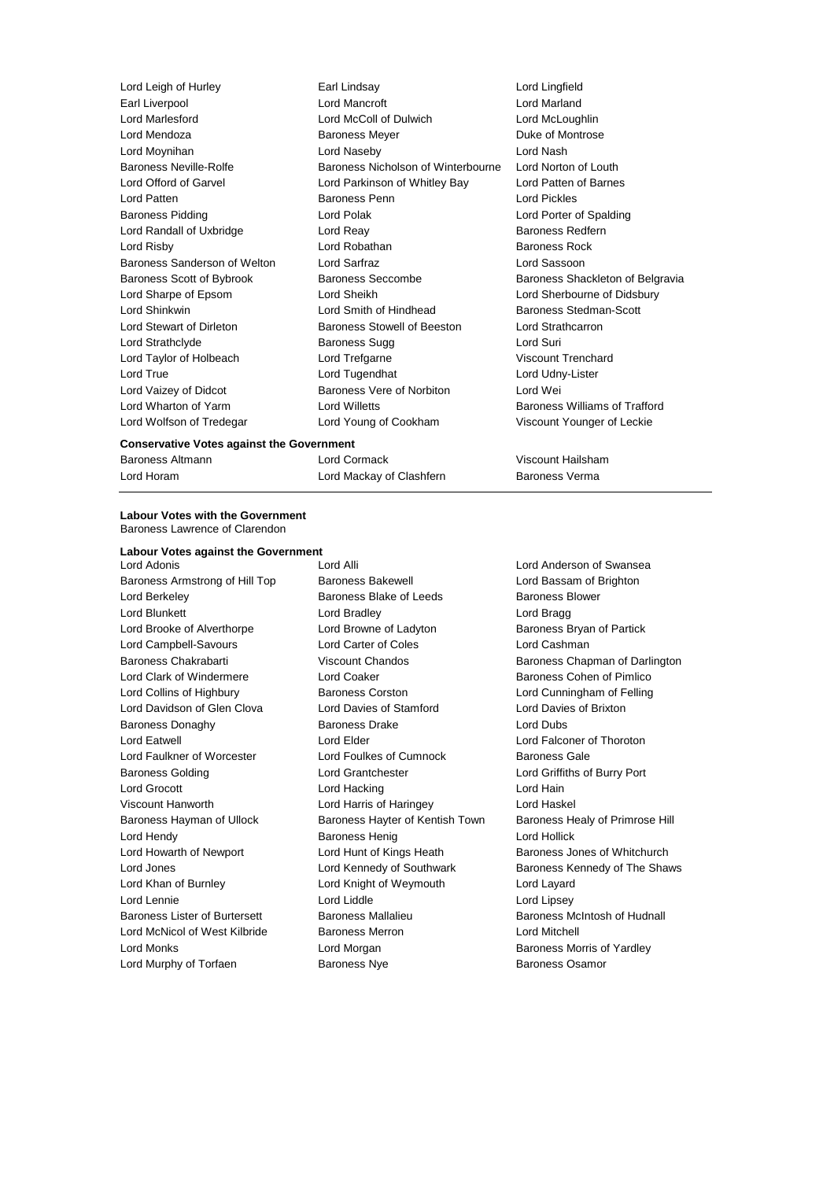Lord Leigh of Hurley
Earl Lindsay
Lord Lingfield
Earl Liverpool
Lord Mancroft
Lord Marland
Lord Marlesford
Lord McColl of Dulwich
Lord McLoughlin
Lord Mendoza
Baroness Meyer
Duke of Montrose
Lord Moynihan
Lord Naseby
Lord Nash
Baroness Neville-Rolfe
Baroness Nicholson of Winterbourne
Lord Norton of Louth
Lord Offord of Garvel
Lord Parkinson of Whitley Bay
Lord Patten of Barnes
Lord Patten
Baroness Penn
Lord Pickles
Baroness Pidding
Lord Polak
Lord Porter of Spalding
Lord Randall of Uxbridge
Lord Reay
Baroness Redfern
Lord Risby
Lord Robathan
Baroness Rock
Baroness Sanderson of Welton
Lord Sarfraz
Lord Sassoon
Baroness Scott of Bybrook
Baroness Seccombe
Baroness Shackleton of Belgravia
Lord Sharpe of Epsom
Lord Sheikh
Lord Sherbourne of Didsbury
Lord Shinkwin
Lord Smith of Hindhead
Baroness Stedman-Scott
Lord Stewart of Dirleton
Baroness Stowell of Beeston
Lord Strathcarron
Lord Strathclyde
Baroness Sugg
Lord Suri
Lord Taylor of Holbeach
Lord Trefgarne
Viscount Trenchard
Lord True
Lord Tugendhat
Lord Udny-Lister
Lord Vaizey of Didcot
Baroness Vere of Norbiton
Lord Wei
Lord Wharton of Yarm
Lord Willetts
Baroness Williams of Trafford
Lord Wolfson of Tredegar
Lord Young of Cookham
Viscount Younger of Leckie

**Conservative Votes against the Government**

Baroness Altmann
Lord Cormack
Viscount Hailsham
Lord Horam
Lord Mackay of Clashfern
Baroness Verma

**Labour Votes with the Government**

Baroness Lawrence of Clarendon

**Labour Votes against the Government**

Lord Adonis
Lord Alli
Lord Anderson of Swansea
Baroness Armstrong of Hill Top
Baroness Bakewell
Lord Bassam of Brighton
Lord Berkeley
Baroness Blake of Leeds
Baroness Blower
Lord Blunkett
Lord Bradley
Lord Bragg
Lord Brooke of Alverthorpe
Lord Browne of Ladyton
Baroness Bryan of Partick
Lord Campbell-Savours
Lord Carter of Coles
Lord Cashman
Baroness Chakrabarti
Viscount Chandos
Baroness Chapman of Darlington
Lord Clark of Windermere
Lord Coaker
Baroness Cohen of Pimlico
Lord Collins of Highbury
Baroness Corston
Lord Cunningham of Felling
Lord Davidson of Glen Clova
Lord Davies of Stamford
Lord Davies of Brixton
Baroness Donaghy
Baroness Drake
Lord Dubs
Lord Eatwell
Lord Elder
Lord Falconer of Thoroton
Lord Faulkner of Worcester
Lord Foulkes of Cumnock
Baroness Gale
Baroness Golding
Lord Grantchester
Lord Griffiths of Burry Port
Lord Grocott
Lord Hacking
Lord Hain
Viscount Hanworth
Lord Harris of Haringey
Lord Haskel
Baroness Hayman of Ullock
Baroness Hayter of Kentish Town
Baroness Healy of Primrose Hill
Lord Hendy
Baroness Henig
Lord Hollick
Lord Howarth of Newport
Lord Hunt of Kings Heath
Baroness Jones of Whitchurch
Lord Jones
Lord Kennedy of Southwark
Baroness Kennedy of The Shaws
Lord Khan of Burnley
Lord Knight of Weymouth
Lord Layard
Lord Lennie
Lord Liddle
Lord Lipsey
Baroness Lister of Burtersett
Baroness Mallalieu
Baroness McIntosh of Hudnall
Lord McNicol of West Kilbride
Baroness Merron
Lord Mitchell
Lord Monks
Lord Morgan
Baroness Morris of Yardley
Lord Murphy of Torfaen
Baroness Nye
Baroness Osamor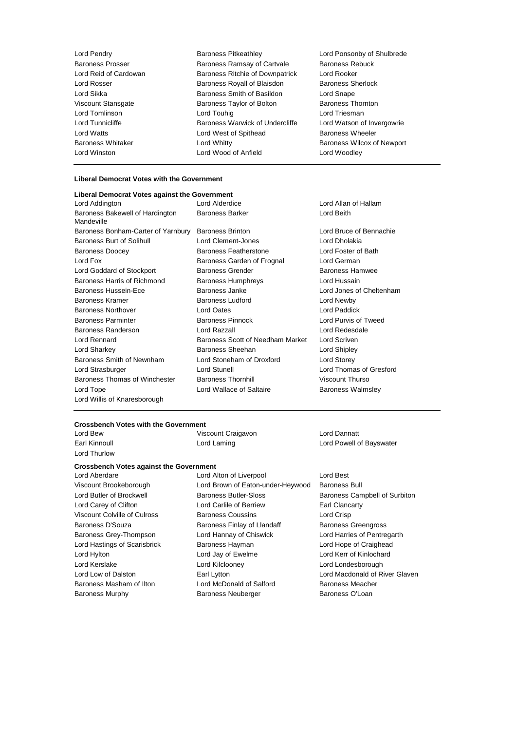Lord Pendry
Baroness Pitkeathley
Lord Ponsonby of Shulbrede
Baroness Prosser
Baroness Ramsay of Cartvale
Baroness Rebuck
Lord Reid of Cardowan
Baroness Ritchie of Downpatrick
Lord Rooker
Lord Rosser
Baroness Royall of Blaisdon
Baroness Sherlock
Lord Sikka
Baroness Smith of Basildon
Lord Snape
Viscount Stansgate
Baroness Taylor of Bolton
Baroness Thornton
Lord Tomlinson
Lord Touhig
Lord Triesman
Lord Tunnicliffe
Baroness Warwick of Undercliffe
Lord Watson of Invergowrie
Lord Watts
Lord West of Spithead
Baroness Wheeler
Baroness Whitaker
Lord Whitty
Baroness Wilcox of Newport
Lord Winston
Lord Wood of Anfield
Lord Woodley

---

**Liberal Democrat Votes with the Government**

**Liberal Democrat Votes against the Government**

Lord Addington
Lord Alderdice
Lord Allan of Hallam
Baroness Bakewell of Hardington Mandeville
Baroness Barker
Lord Beith
Baroness Bonham-Carter of Yarnbury
Baroness Brinton
Lord Bruce of Bennachie
Baroness Burt of Solihull
Lord Clement-Jones
Lord Dholakia
Baroness Doocey
Baroness Featherstone
Lord Foster of Bath
Lord Fox
Baroness Garden of Frognal
Lord German
Lord Goddard of Stockport
Baroness Grender
Baroness Hamwee
Baroness Harris of Richmond
Baroness Humphreys
Lord Hussain
Baroness Hussein-Ece
Baroness Janke
Lord Jones of Cheltenham
Baroness Kramer
Baroness Ludford
Lord Newby
Baroness Northover
Lord Oates
Lord Paddick
Baroness Parminter
Baroness Pinnock
Lord Purvis of Tweed
Baroness Randerson
Lord Razzall
Lord Redesdale
Lord Rennard
Baroness Scott of Needham Market
Lord Scriven
Lord Sharkey
Baroness Sheehan
Lord Shipley
Baroness Smith of Newnham
Lord Stoneham of Droxford
Lord Storey
Lord Strasburger
Lord Stunell
Lord Thomas of Gresford
Baroness Thomas of Winchester
Baroness Thornhill
Viscount Thurso
Lord Tope
Lord Wallace of Saltaire
Baroness Walmsley
Lord Willis of Knaresborough

---

**Crossbench Votes with the Government**

Lord Bew
Viscount Craigavon
Lord Dannatt
Earl Kinnoull
Lord Laming
Lord Powell of Bayswater
Lord Thurlow

**Crossbench Votes against the Government**

Lord Aberdare
Lord Alton of Liverpool
Lord Best
Viscount Brookeborough
Lord Brown of Eaton-under-Heywood
Baroness Bull
Lord Butler of Brockwell
Baroness Butler-Sloss
Baroness Campbell of Surbiton
Lord Carey of Clifton
Lord Carlile of Berriew
Earl Clancarty
Viscount Colville of Culross
Baroness Coussins
Lord Crisp
Baroness D'Souza
Baroness Finlay of Llandaff
Baroness Greengross
Baroness Grey-Thompson
Lord Hannay of Chiswick
Lord Harries of Pentregarth
Lord Hastings of Scarisbrick
Baroness Hayman
Lord Hope of Craighead
Lord Hylton
Lord Jay of Ewelme
Lord Kerr of Kinlochard
Lord Kerslake
Lord Kilclooney
Lord Londesborough
Lord Low of Dalston
Earl Lytton
Lord Macdonald of River Glaven
Baroness Masham of Ilton
Lord McDonald of Salford
Baroness Meacher
Baroness Murphy
Baroness Neuberger
Baroness O'Loan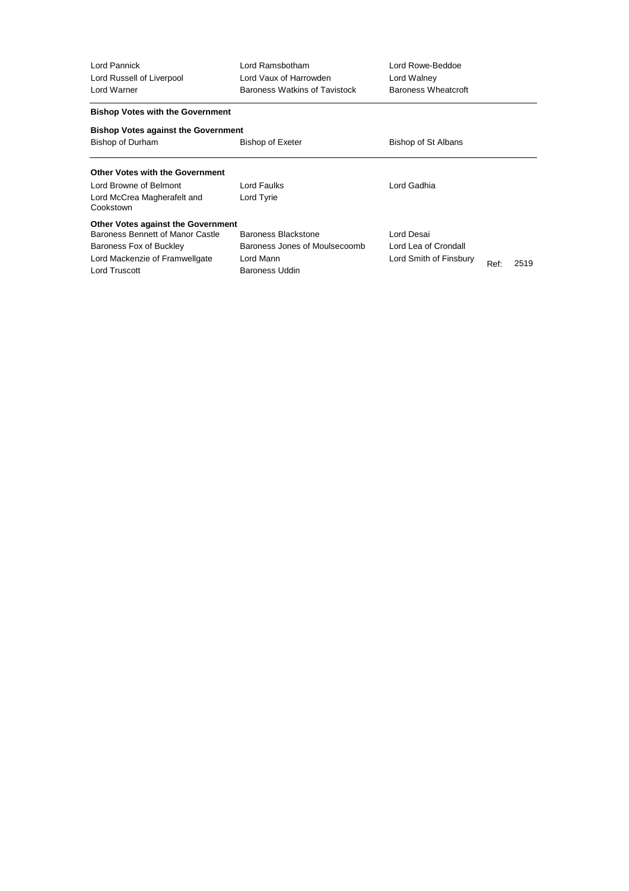Lord Pannick
Lord Ramsbotham
Lord Rowe-Beddoe
Lord Russell of Liverpool
Lord Vaux of Harrowden
Lord Walney
Lord Warner
Baroness Watkins of Tavistock
Baroness Wheatcroft

**Bishop Votes with the Government**

**Bishop Votes against the Government**

Bishop of Durham
Bishop of Exeter
Bishop of St Albans

**Other Votes with the Government**

Lord Browne of Belmont
Lord Faulks
Lord Gadhia
Lord McCrea Magherafelt and Cookstown
Lord Tyrie

**Other Votes against the Government**

Baroness Bennett of Manor Castle
Baroness Blackstone
Lord Desai
Baroness Fox of Buckley
Baroness Jones of Moulsecoomb
Lord Lea of Crondall
Lord Mackenzie of Framwellgate
Lord Mann
Lord Smith of Finsbury
Lord Truscott
Baroness Uddin

Ref: 2519